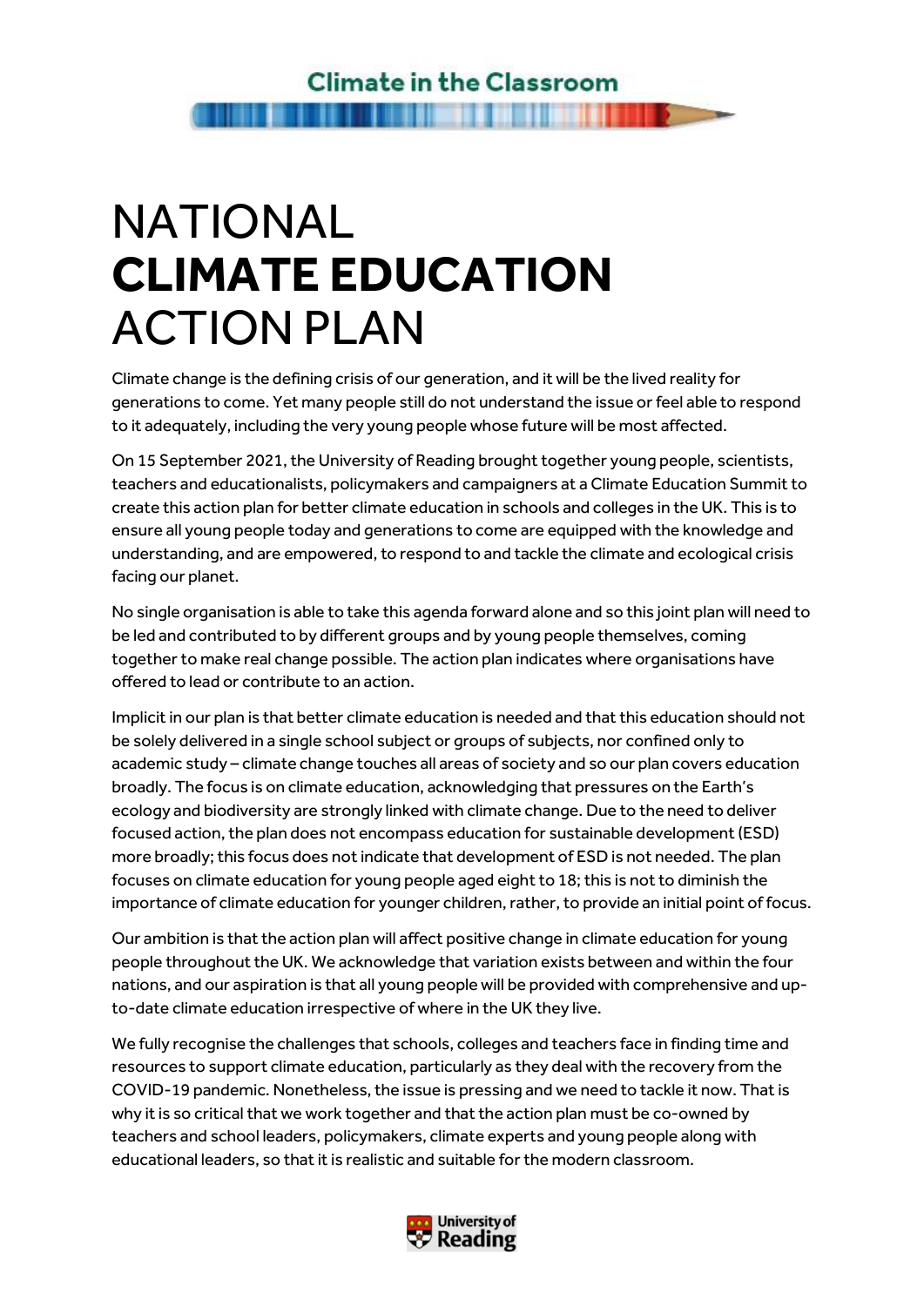Climate in the Classroom

# NATIONAL **CLIMATE EDUCATION** ACTION PLAN

Climate change is the defining crisis of our generation, and it will be the lived reality for generations to come. Yet many people still do not understand the issue or feel able to respond to it adequately, including the very young people whose future will be most affected.

On 15 September 2021, the University of Reading brought together young people, scientists, teachers and educationalists, policymakers and campaigners at a Climate Education Summit to create this action plan for better climate education in schools and colleges in the UK. This is to ensure all young people today and generations to come are equipped with the knowledge and understanding, and are empowered, to respond to and tackle the climate and ecological crisis facing our planet.

No single organisation is able to take this agenda forward alone and so this joint plan will need to be led and contributed to by different groups and by young people themselves, coming together to make real change possible. The action plan indicates where organisations have offered to lead or contribute to an action.

Implicit in our plan is that better climate education is needed and that this education should not be solely delivered in a single school subject or groups of subjects, nor confined only to academic study – climate change touches all areas of society and so our plan covers education broadly. The focus is on climate education, acknowledging that pressures on the Earth's ecology and biodiversity are strongly linked with climate change. Due to the need to deliver focused action, the plan does not encompass education for sustainable development (ESD) more broadly; this focus does not indicate that development of ESD is not needed. The plan focuses on climate education for young people aged eight to 18; this is not to diminish the importance of climate education for younger children, rather, to provide an initial point of focus.

Our ambition is that the action plan will affect positive change in climate education for young people throughout the UK. We acknowledge that variation exists between and within the four nations, and our aspiration is that all young people will be provided with comprehensive and up-to-date climate education irrespective of where in the UK they live.

We fully recognise the challenges that schools, colleges and teachers face in finding time and resources to support climate education, particularly as they deal with the recovery from the COVID-19 pandemic. Nonetheless, the issue is pressing and we need to tackle it now. That is why it is so critical that we work together and that the action plan must be co-owned by teachers and school leaders, policymakers, climate experts and young people along with educational leaders, so that it is realistic and suitable for the modern classroom.

University of Reading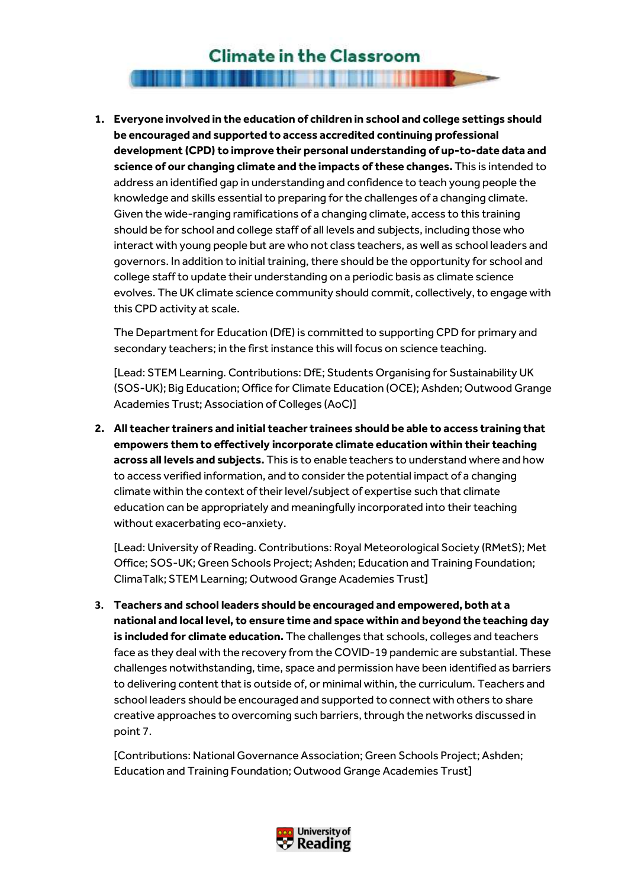1. **Everyone involved in the education of children in school and college settings should be encouraged and supported to access accredited continuing professional development (CPD) to improve their personal understanding of up-to-date data and science of our changing climate and the impacts of these changes.** This is intended to address an identified gap in understanding and confidence to teach young people the knowledge and skills essential to preparing for the challenges of a changing climate. Given the wide-ranging ramifications of a changing climate, access to this training should be for school and college staff of all levels and subjects, including those who interact with young people but are who not class teachers, as well as school leaders and governors. In addition to initial training, there should be the opportunity for school and college staff to update their understanding on a periodic basis as climate science evolves. The UK climate science community should commit, collectively, to engage with this CPD activity at scale.

   The Department for Education (DfE) is committed to supporting CPD for primary and secondary teachers; in the first instance this will focus on science teaching.

   [Lead: STEM Learning. Contributions: DfE; Students Organising for Sustainability UK (SOS-UK); Big Education; Office for Climate Education (OCE); Ashden; Outwood Grange Academies Trust; Association of Colleges (AoC)]

2. **All teacher trainers and initial teacher trainees should be able to access training that empowers them to effectively incorporate climate education within their teaching across all levels and subjects.** This is to enable teachers to understand where and how to access verified information, and to consider the potential impact of a changing climate within the context of their level/subject of expertise such that climate education can be appropriately and meaningfully incorporated into their teaching without exacerbating eco-anxiety.

   [Lead: University of Reading. Contributions: Royal Meteorological Society (RMetS); Met Office; SOS-UK; Green Schools Project; Ashden; Education and Training Foundation; ClimaTalk; STEM Learning; Outwood Grange Academies Trust]

3. **Teachers and school leaders should be encouraged and empowered, both at a national and local level, to ensure time and space within and beyond the teaching day is included for climate education.** The challenges that schools, colleges and teachers face as they deal with the recovery from the COVID-19 pandemic are substantial. These challenges notwithstanding, time, space and permission have been identified as barriers to delivering content that is outside of, or minimal within, the curriculum. Teachers and school leaders should be encouraged and supported to connect with others to share creative approaches to overcoming such barriers, through the networks discussed in point 7.

   [Contributions: National Governance Association; Green Schools Project; Ashden; Education and Training Foundation; Outwood Grange Academies Trust]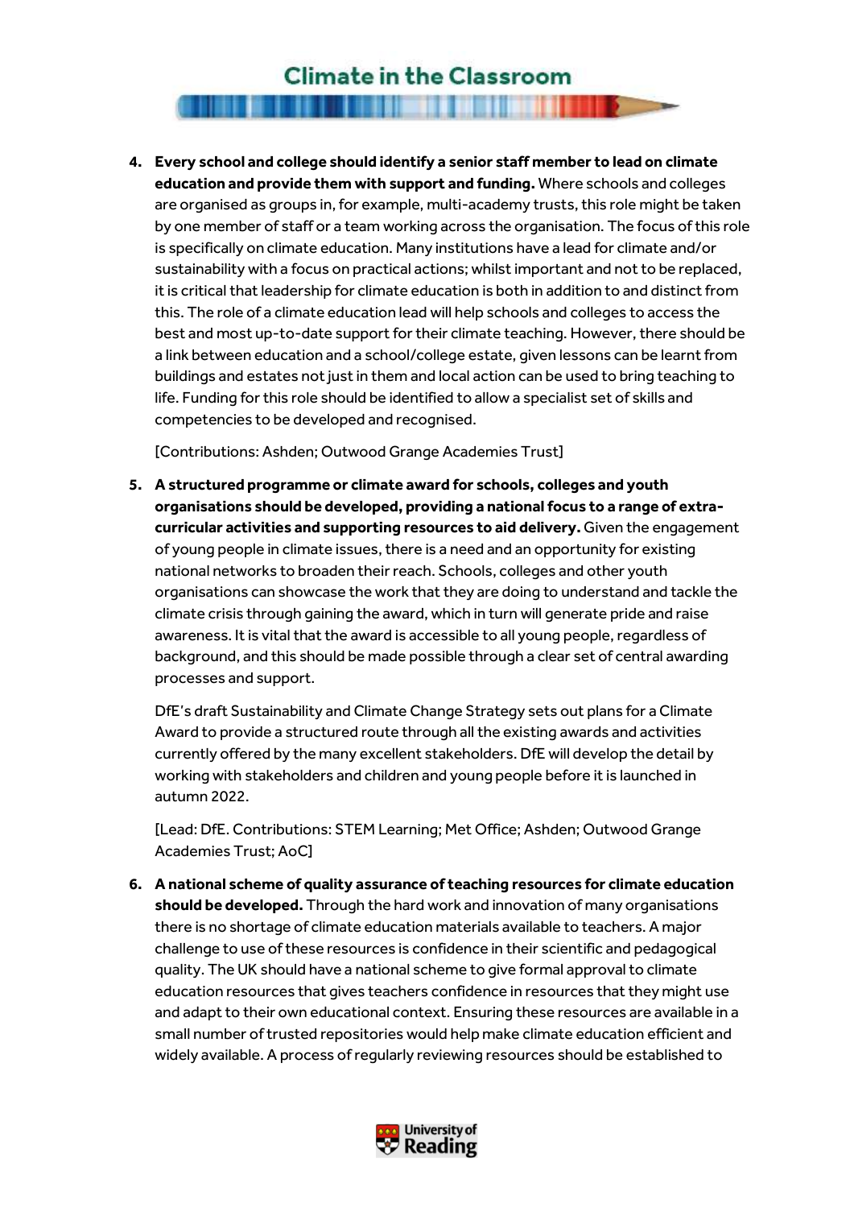4. **Every school and college should identify a senior staff member to lead on climate education and provide them with support and funding.** Where schools and colleges are organised as groups in, for example, multi-academy trusts, this role might be taken by one member of staff or a team working across the organisation. The focus of this role is specifically on climate education. Many institutions have a lead for climate and/or sustainability with a focus on practical actions; whilst important and not to be replaced, it is critical that leadership for climate education is both in addition to and distinct from this. The role of a climate education lead will help schools and colleges to access the best and most up-to-date support for their climate teaching. However, there should be a link between education and a school/college estate, given lessons can be learnt from buildings and estates not just in them and local action can be used to bring teaching to life. Funding for this role should be identified to allow a specialist set of skills and competencies to be developed and recognised.

   [Contributions: Ashden; Outwood Grange Academies Trust]

5. **A structured programme or climate award for schools, colleges and youth organisations should be developed, providing a national focus to a range of extra-curricular activities and supporting resources to aid delivery.** Given the engagement of young people in climate issues, there is a need and an opportunity for existing national networks to broaden their reach. Schools, colleges and other youth organisations can showcase the work that they are doing to understand and tackle the climate crisis through gaining the award, which in turn will generate pride and raise awareness. It is vital that the award is accessible to all young people, regardless of background, and this should be made possible through a clear set of central awarding processes and support.

   DfE's draft Sustainability and Climate Change Strategy sets out plans for a Climate Award to provide a structured route through all the existing awards and activities currently offered by the many excellent stakeholders. DfE will develop the detail by working with stakeholders and children and young people before it is launched in autumn 2022.

   [Lead: DfE. Contributions: STEM Learning; Met Office; Ashden; Outwood Grange Academies Trust; AoC]

6. **A national scheme of quality assurance of teaching resources for climate education should be developed.** Through the hard work and innovation of many organisations there is no shortage of climate education materials available to teachers. A major challenge to use of these resources is confidence in their scientific and pedagogical quality. The UK should have a national scheme to give formal approval to climate education resources that gives teachers confidence in resources that they might use and adapt to their own educational context. Ensuring these resources are available in a small number of trusted repositories would help make climate education efficient and widely available. A process of regularly reviewing resources should be established to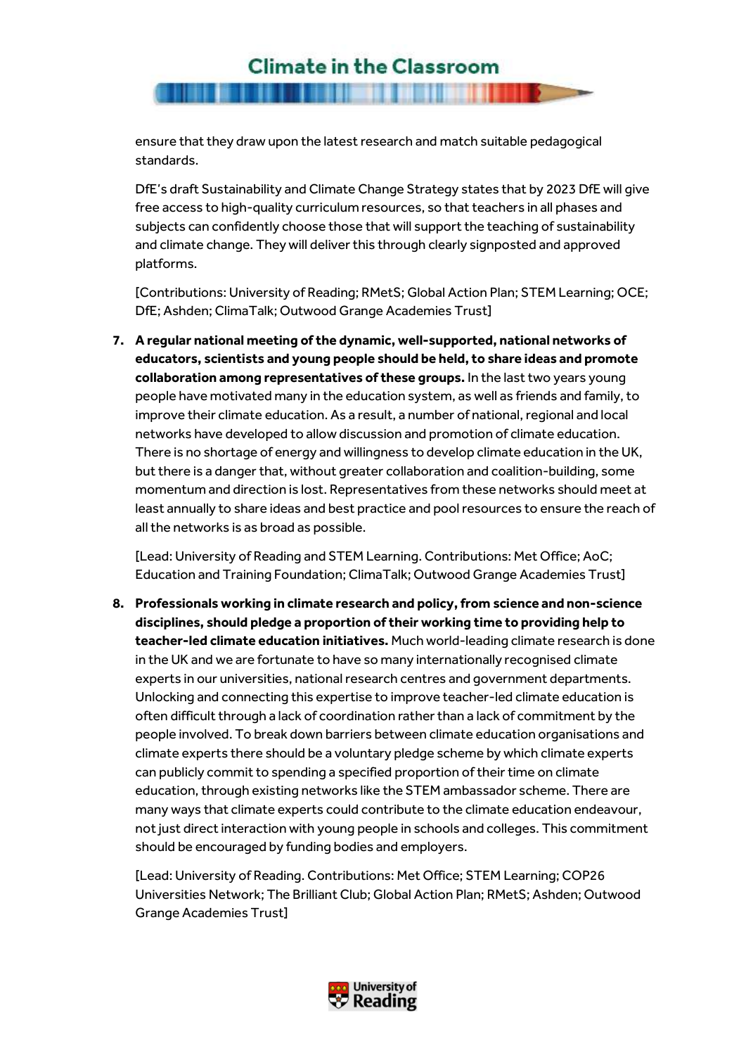ensure that they draw upon the latest research and match suitable pedagogical standards.

DfE's draft Sustainability and Climate Change Strategy states that by 2023 DfE will give free access to high-quality curriculum resources, so that teachers in all phases and subjects can confidently choose those that will support the teaching of sustainability and climate change. They will deliver this through clearly signposted and approved platforms.

[Contributions: University of Reading; RMetS; Global Action Plan; STEM Learning; OCE; DfE; Ashden; ClimaTalk; Outwood Grange Academies Trust]

7. **A regular national meeting of the dynamic, well-supported, national networks of educators, scientists and young people should be held, to share ideas and promote collaboration among representatives of these groups.** In the last two years young people have motivated many in the education system, as well as friends and family, to improve their climate education. As a result, a number of national, regional and local networks have developed to allow discussion and promotion of climate education. There is no shortage of energy and willingness to develop climate education in the UK, but there is a danger that, without greater collaboration and coalition-building, some momentum and direction is lost. Representatives from these networks should meet at least annually to share ideas and best practice and pool resources to ensure the reach of all the networks is as broad as possible.

   [Lead: University of Reading and STEM Learning. Contributions: Met Office; AoC; Education and Training Foundation; ClimaTalk; Outwood Grange Academies Trust]

8. **Professionals working in climate research and policy, from science and non-science disciplines, should pledge a proportion of their working time to providing help to teacher-led climate education initiatives.** Much world-leading climate research is done in the UK and we are fortunate to have so many internationally recognised climate experts in our universities, national research centres and government departments. Unlocking and connecting this expertise to improve teacher-led climate education is often difficult through a lack of coordination rather than a lack of commitment by the people involved. To break down barriers between climate education organisations and climate experts there should be a voluntary pledge scheme by which climate experts can publicly commit to spending a specified proportion of their time on climate education, through existing networks like the STEM ambassador scheme. There are many ways that climate experts could contribute to the climate education endeavour, not just direct interaction with young people in schools and colleges. This commitment should be encouraged by funding bodies and employers.

   [Lead: University of Reading. Contributions: Met Office; STEM Learning; COP26 Universities Network; The Brilliant Club; Global Action Plan; RMetS; Ashden; Outwood Grange Academies Trust]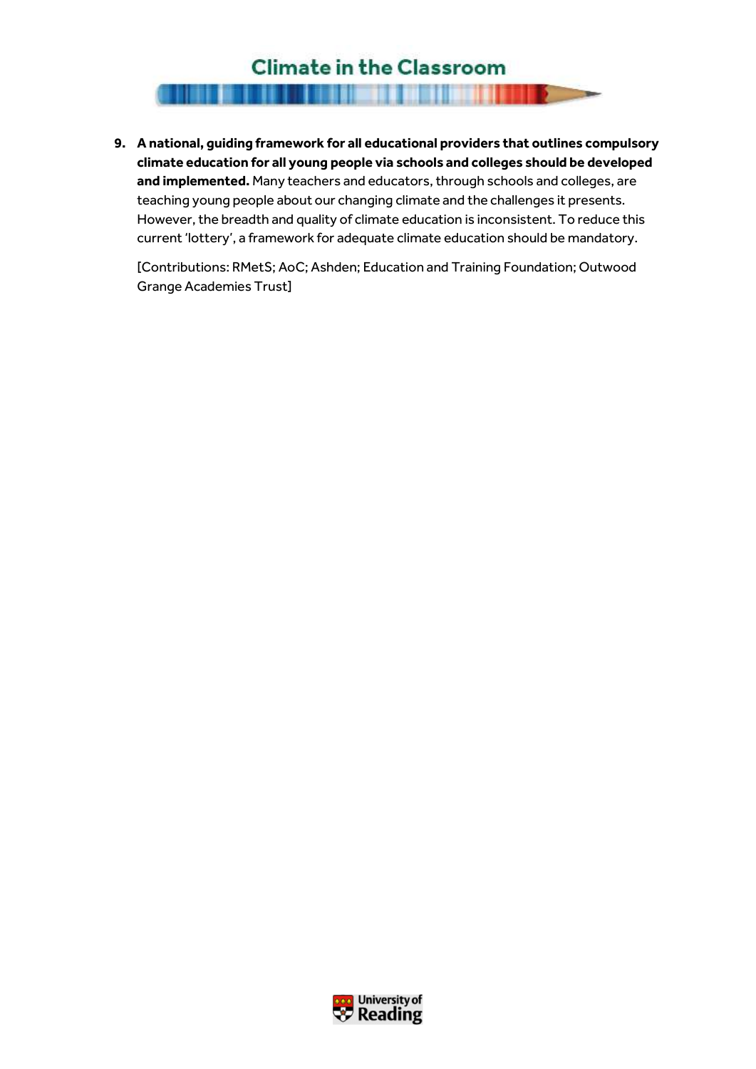9. **A national, guiding framework for all educational providers that outlines compulsory climate education for all young people via schools and colleges should be developed and implemented.** Many teachers and educators, through schools and colleges, are teaching young people about our changing climate and the challenges it presents. However, the breadth and quality of climate education is inconsistent. To reduce this current 'lottery', a framework for adequate climate education should be mandatory.

   [Contributions: RMetS; AoC; Ashden; Education and Training Foundation; Outwood Grange Academies Trust]